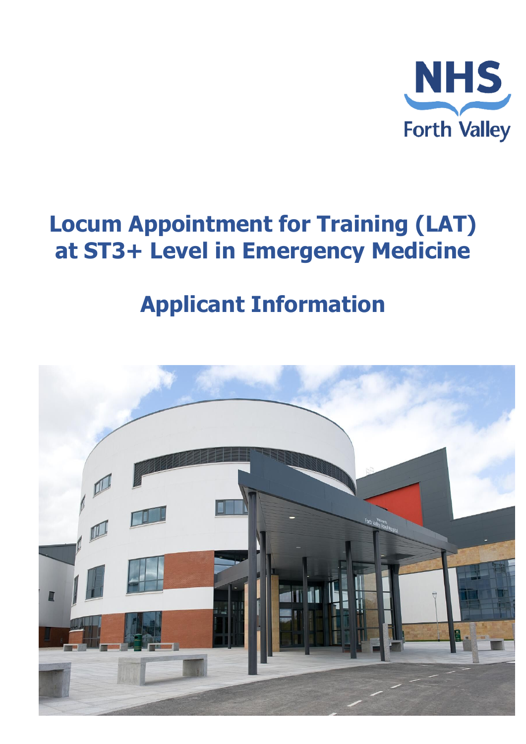NHS Forth Valley

# Locum Appointment for Training (LAT) at ST3+ Level in Emergency Medicine

## Applicant Information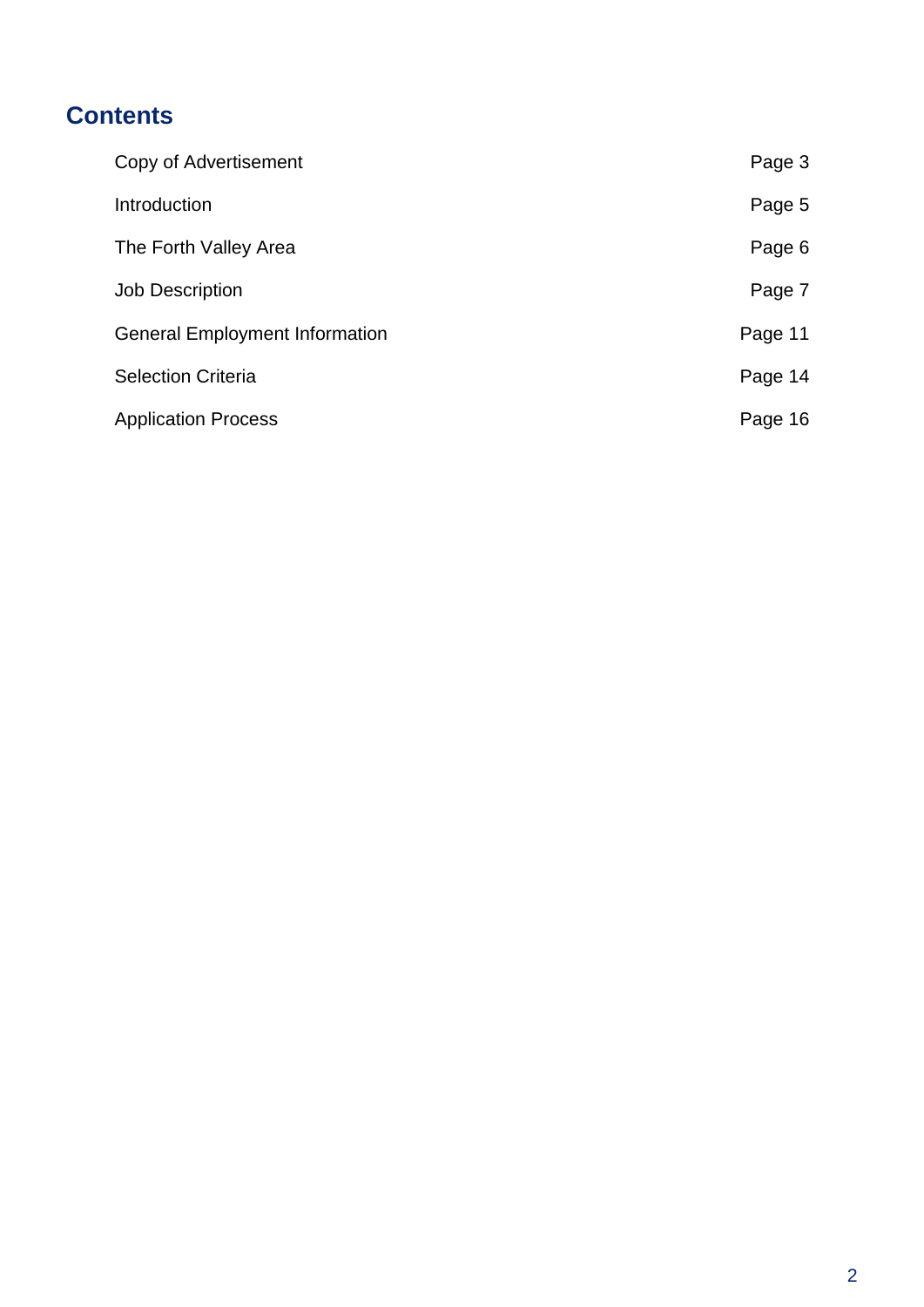# Contents

| | |
|---|---|
| Copy of Advertisement | Page 3 |
| Introduction | Page 5 |
| The Forth Valley Area | Page 6 |
| Job Description | Page 7 |
| General Employment Information | Page 11 |
| Selection Criteria | Page 14 |
| Application Process | Page 16 |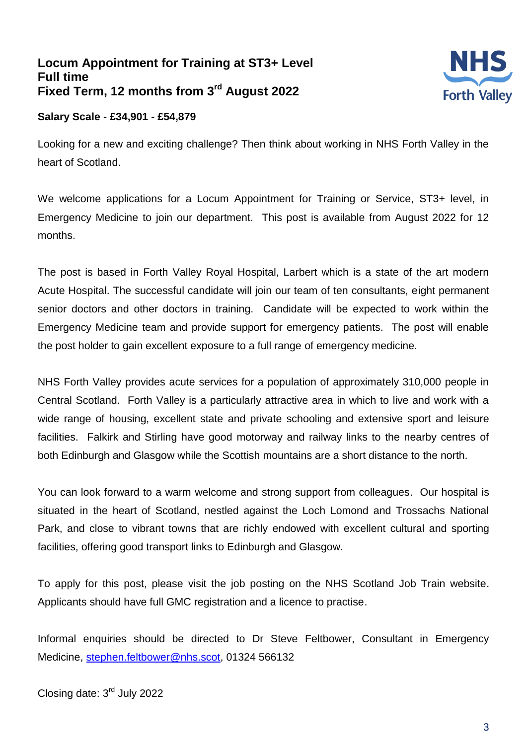## Locum Appointment for Training at ST3+ Level
## Full time
## Fixed Term, 12 months from 3rd August 2022

**Salary Scale - £34,901 - £54,879**

Looking for a new and exciting challenge? Then think about working in NHS Forth Valley in the heart of Scotland.

We welcome applications for a Locum Appointment for Training or Service, ST3+ level, in Emergency Medicine to join our department. This post is available from August 2022 for 12 months.

The post is based in Forth Valley Royal Hospital, Larbert which is a state of the art modern Acute Hospital. The successful candidate will join our team of ten consultants, eight permanent senior doctors and other doctors in training. Candidate will be expected to work within the Emergency Medicine team and provide support for emergency patients. The post will enable the post holder to gain excellent exposure to a full range of emergency medicine.

NHS Forth Valley provides acute services for a population of approximately 310,000 people in Central Scotland. Forth Valley is a particularly attractive area in which to live and work with a wide range of housing, excellent state and private schooling and extensive sport and leisure facilities. Falkirk and Stirling have good motorway and railway links to the nearby centres of both Edinburgh and Glasgow while the Scottish mountains are a short distance to the north.

You can look forward to a warm welcome and strong support from colleagues. Our hospital is situated in the heart of Scotland, nestled against the Loch Lomond and Trossachs National Park, and close to vibrant towns that are richly endowed with excellent cultural and sporting facilities, offering good transport links to Edinburgh and Glasgow.

To apply for this post, please visit the job posting on the NHS Scotland Job Train website. Applicants should have full GMC registration and a licence to practise.

Informal enquiries should be directed to Dr Steve Feltbower, Consultant in Emergency Medicine, stephen.feltbower@nhs.scot, 01324 566132

Closing date: 3rd July 2022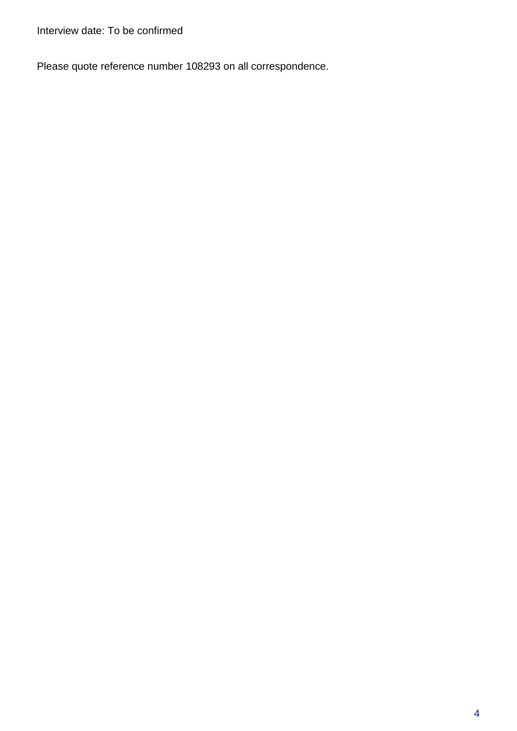Interview date: To be confirmed

Please quote reference number 108293 on all correspondence.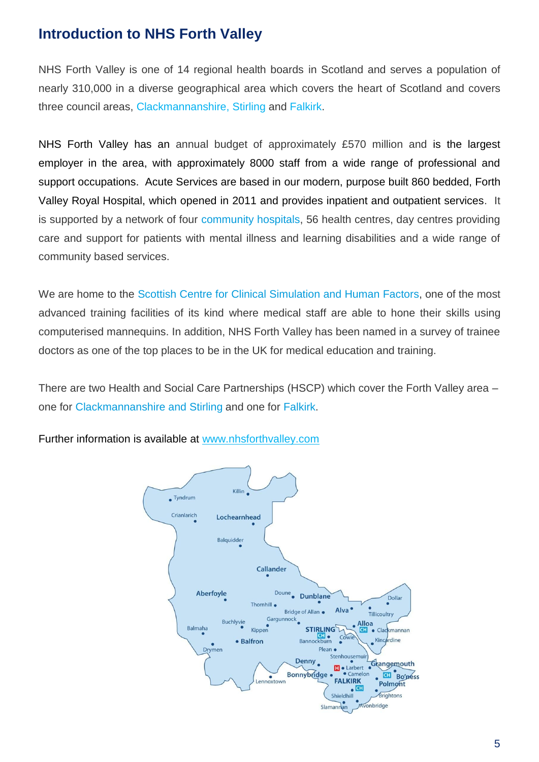## Introduction to NHS Forth Valley

NHS Forth Valley is one of 14 regional health boards in Scotland and serves a population of nearly 310,000 in a diverse geographical area which covers the heart of Scotland and covers three council areas, Clackmannanshire, Stirling and Falkirk.

NHS Forth Valley has an annual budget of approximately £570 million and is the largest employer in the area, with approximately 8000 staff from a wide range of professional and support occupations. Acute Services are based in our modern, purpose built 860 bedded, Forth Valley Royal Hospital, which opened in 2011 and provides inpatient and outpatient services. It is supported by a network of four community hospitals, 56 health centres, day centres providing care and support for patients with mental illness and learning disabilities and a wide range of community based services.

We are home to the Scottish Centre for Clinical Simulation and Human Factors, one of the most advanced training facilities of its kind where medical staff are able to hone their skills using computerised mannequins. In addition, NHS Forth Valley has been named in a survey of trainee doctors as one of the top places to be in the UK for medical education and training.

There are two Health and Social Care Partnerships (HSCP) which cover the Forth Valley area – one for Clackmannanshire and Stirling and one for Falkirk.

Further information is available at www.nhsforthvalley.com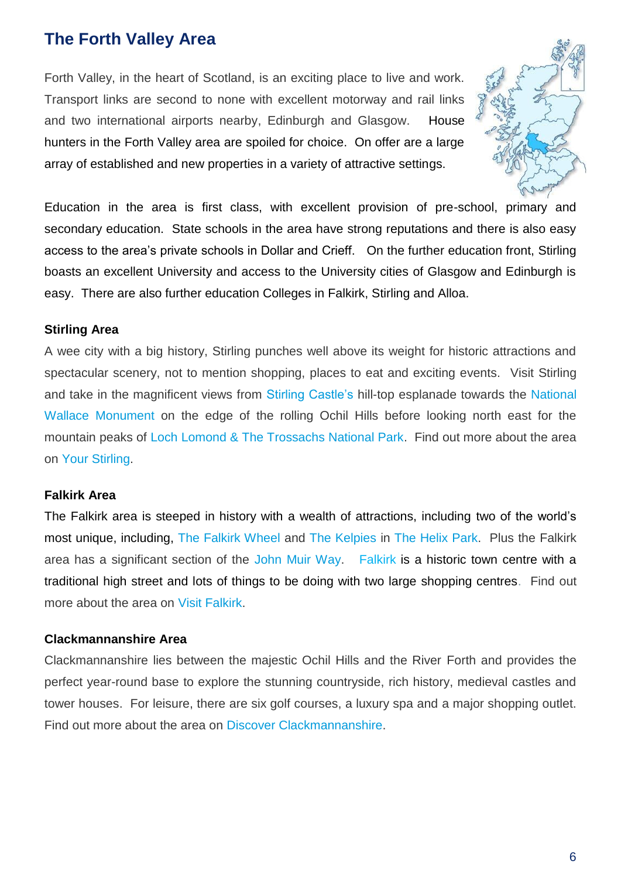## The Forth Valley Area

Forth Valley, in the heart of Scotland, is an exciting place to live and work. Transport links are second to none with excellent motorway and rail links and two international airports nearby, Edinburgh and Glasgow. House hunters in the Forth Valley area are spoiled for choice. On offer are a large array of established and new properties in a variety of attractive settings.

Education in the area is first class, with excellent provision of pre-school, primary and secondary education. State schools in the area have strong reputations and there is also easy access to the area's private schools in Dollar and Crieff. On the further education front, Stirling boasts an excellent University and access to the University cities of Glasgow and Edinburgh is easy. There are also further education Colleges in Falkirk, Stirling and Alloa.

### Stirling Area

A wee city with a big history, Stirling punches well above its weight for historic attractions and spectacular scenery, not to mention shopping, places to eat and exciting events. Visit Stirling and take in the magnificent views from Stirling Castle's hill-top esplanade towards the National Wallace Monument on the edge of the rolling Ochil Hills before looking north east for the mountain peaks of Loch Lomond & The Trossachs National Park. Find out more about the area on Your Stirling.

### Falkirk Area

The Falkirk area is steeped in history with a wealth of attractions, including two of the world's most unique, including, The Falkirk Wheel and The Kelpies in The Helix Park. Plus the Falkirk area has a significant section of the John Muir Way. Falkirk is a historic town centre with a traditional high street and lots of things to be doing with two large shopping centres. Find out more about the area on Visit Falkirk.

### Clackmannanshire Area

Clackmannanshire lies between the majestic Ochil Hills and the River Forth and provides the perfect year-round base to explore the stunning countryside, rich history, medieval castles and tower houses. For leisure, there are six golf courses, a luxury spa and a major shopping outlet. Find out more about the area on Discover Clackmannanshire.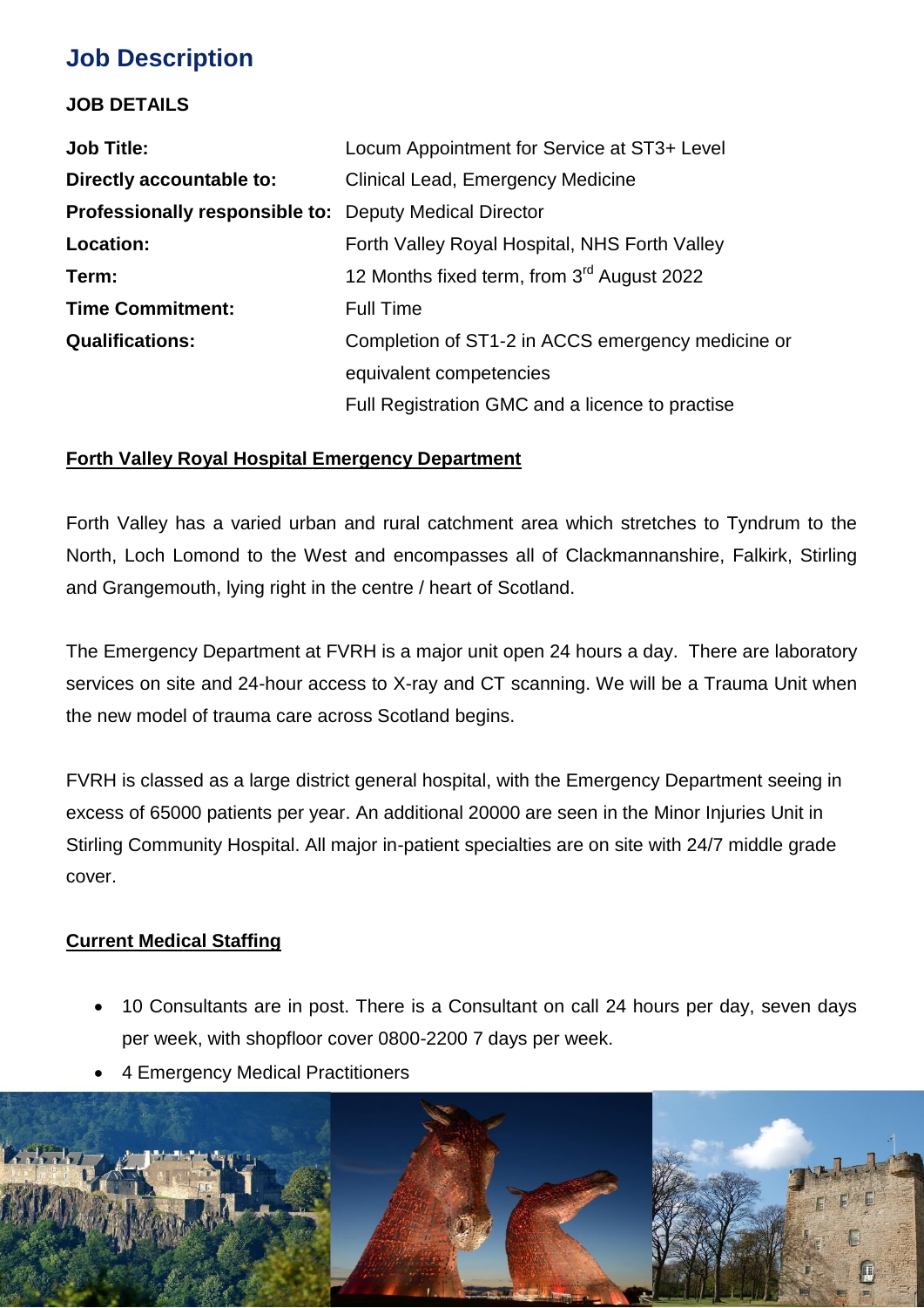# Job Description

**JOB DETAILS**

| | |
|---|---|
| **Job Title:** | Locum Appointment for Service at ST3+ Level |
| **Directly accountable to:** | Clinical Lead, Emergency Medicine |
| **Professionally responsible to:** | Deputy Medical Director |
| **Location:** | Forth Valley Royal Hospital, NHS Forth Valley |
| **Term:** | 12 Months fixed term, from 3rd August 2022 |
| **Time Commitment:** | Full Time |
| **Qualifications:** | Completion of ST1-2 in ACCS emergency medicine or equivalent competencies<br>Full Registration GMC and a licence to practise |

## Forth Valley Royal Hospital Emergency Department

Forth Valley has a varied urban and rural catchment area which stretches to Tyndrum to the North, Loch Lomond to the West and encompasses all of Clackmannanshire, Falkirk, Stirling and Grangemouth, lying right in the centre / heart of Scotland.

The Emergency Department at FVRH is a major unit open 24 hours a day. There are laboratory services on site and 24-hour access to X-ray and CT scanning. We will be a Trauma Unit when the new model of trauma care across Scotland begins.

FVRH is classed as a large district general hospital, with the Emergency Department seeing in excess of 65000 patients per year. An additional 20000 are seen in the Minor Injuries Unit in Stirling Community Hospital. All major in-patient specialties are on site with 24/7 middle grade cover.

## Current Medical Staffing

- 10 Consultants are in post. There is a Consultant on call 24 hours per day, seven days per week, with shopfloor cover 0800-2200 7 days per week.
- 4 Emergency Medical Practitioners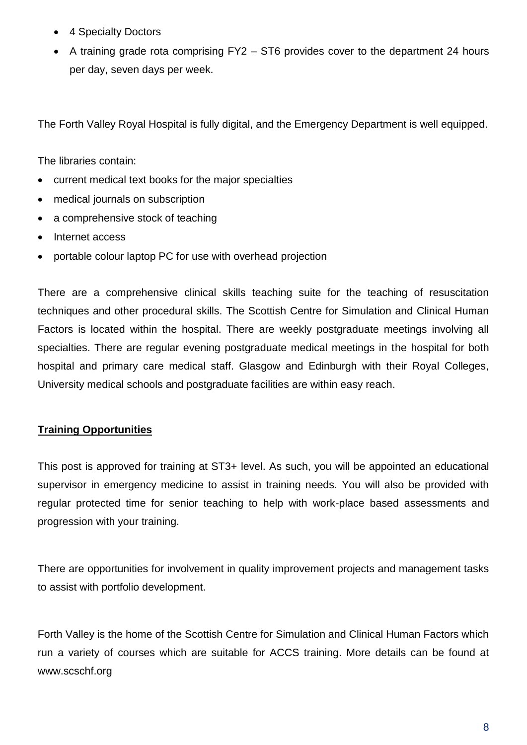- 4 Specialty Doctors
- A training grade rota comprising FY2 – ST6 provides cover to the department 24 hours per day, seven days per week.

The Forth Valley Royal Hospital is fully digital, and the Emergency Department is well equipped.

The libraries contain:

- current medical text books for the major specialties
- medical journals on subscription
- a comprehensive stock of teaching
- Internet access
- portable colour laptop PC for use with overhead projection

There are a comprehensive clinical skills teaching suite for the teaching of resuscitation techniques and other procedural skills. The Scottish Centre for Simulation and Clinical Human Factors is located within the hospital. There are weekly postgraduate meetings involving all specialties. There are regular evening postgraduate medical meetings in the hospital for both hospital and primary care medical staff. Glasgow and Edinburgh with their Royal Colleges, University medical schools and postgraduate facilities are within easy reach.

**Training Opportunities**

This post is approved for training at ST3+ level. As such, you will be appointed an educational supervisor in emergency medicine to assist in training needs. You will also be provided with regular protected time for senior teaching to help with work-place based assessments and progression with your training.

There are opportunities for involvement in quality improvement projects and management tasks to assist with portfolio development.

Forth Valley is the home of the Scottish Centre for Simulation and Clinical Human Factors which run a variety of courses which are suitable for ACCS training. More details can be found at www.scschf.org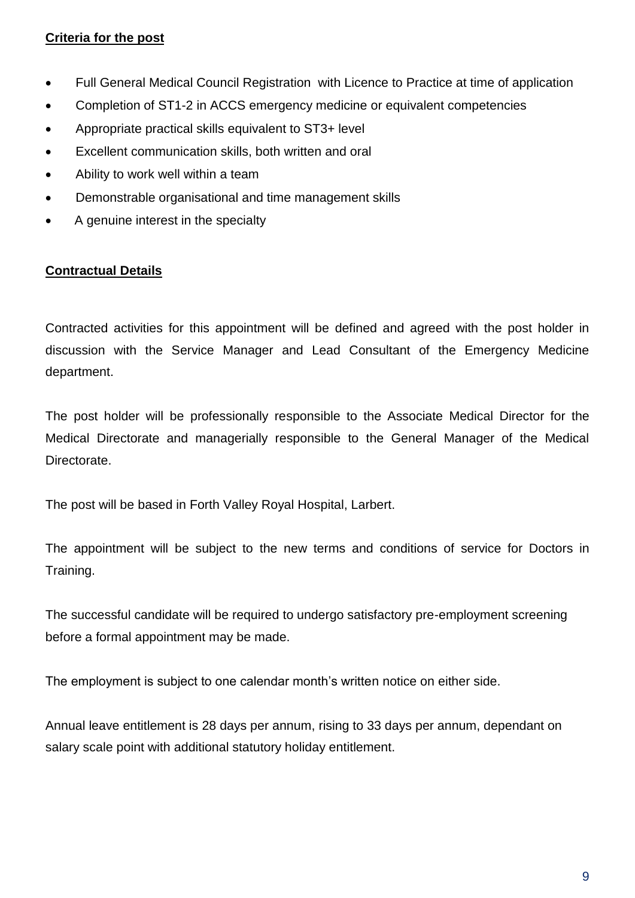**Criteria for the post**

- Full General Medical Council Registration with Licence to Practice at time of application
- Completion of ST1-2 in ACCS emergency medicine or equivalent competencies
- Appropriate practical skills equivalent to ST3+ level
- Excellent communication skills, both written and oral
- Ability to work well within a team
- Demonstrable organisational and time management skills
- A genuine interest in the specialty

**Contractual Details**

Contracted activities for this appointment will be defined and agreed with the post holder in discussion with the Service Manager and Lead Consultant of the Emergency Medicine department.

The post holder will be professionally responsible to the Associate Medical Director for the Medical Directorate and managerially responsible to the General Manager of the Medical Directorate.

The post will be based in Forth Valley Royal Hospital, Larbert.

The appointment will be subject to the new terms and conditions of service for Doctors in Training.

The successful candidate will be required to undergo satisfactory pre-employment screening before a formal appointment may be made.

The employment is subject to one calendar month's written notice on either side.

Annual leave entitlement is 28 days per annum, rising to 33 days per annum, dependant on salary scale point with additional statutory holiday entitlement.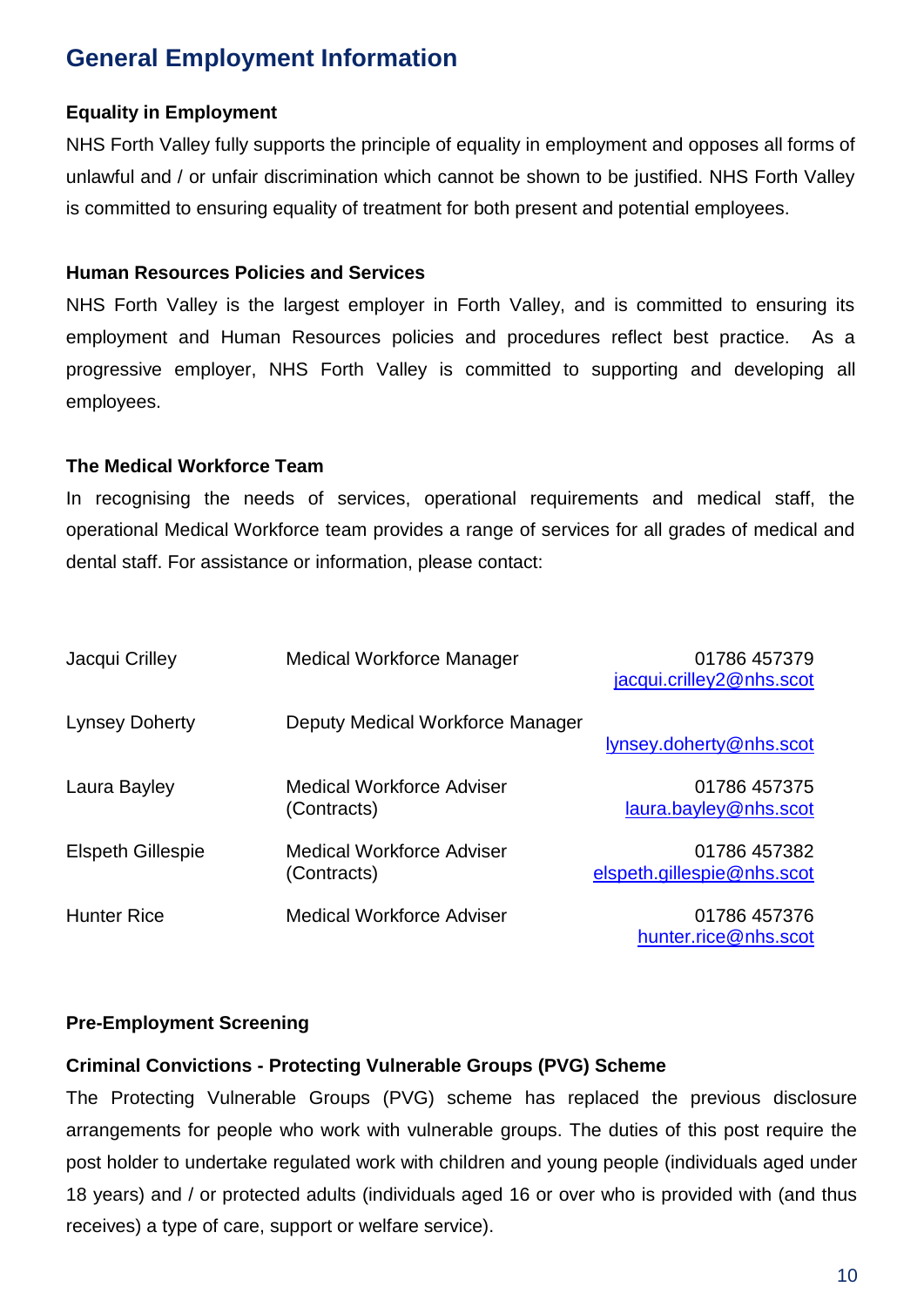# General Employment Information

**Equality in Employment**

NHS Forth Valley fully supports the principle of equality in employment and opposes all forms of unlawful and / or unfair discrimination which cannot be shown to be justified. NHS Forth Valley is committed to ensuring equality of treatment for both present and potential employees.

**Human Resources Policies and Services**

NHS Forth Valley is the largest employer in Forth Valley, and is committed to ensuring its employment and Human Resources policies and procedures reflect best practice. As a progressive employer, NHS Forth Valley is committed to supporting and developing all employees.

**The Medical Workforce Team**

In recognising the needs of services, operational requirements and medical staff, the operational Medical Workforce team provides a range of services for all grades of medical and dental staff. For assistance or information, please contact:

| | | |
|---|---|---|
| Jacqui Crilley | Medical Workforce Manager | 01786 457379<br>jacqui.crilley2@nhs.scot |
| Lynsey Doherty | Deputy Medical Workforce Manager | lynsey.doherty@nhs.scot |
| Laura Bayley | Medical Workforce Adviser (Contracts) | 01786 457375<br>laura.bayley@nhs.scot |
| Elspeth Gillespie | Medical Workforce Adviser (Contracts) | 01786 457382<br>elspeth.gillespie@nhs.scot |
| Hunter Rice | Medical Workforce Adviser | 01786 457376<br>hunter.rice@nhs.scot |

**Pre-Employment Screening**

**Criminal Convictions - Protecting Vulnerable Groups (PVG) Scheme**

The Protecting Vulnerable Groups (PVG) scheme has replaced the previous disclosure arrangements for people who work with vulnerable groups. The duties of this post require the post holder to undertake regulated work with children and young people (individuals aged under 18 years) and / or protected adults (individuals aged 16 or over who is provided with (and thus receives) a type of care, support or welfare service).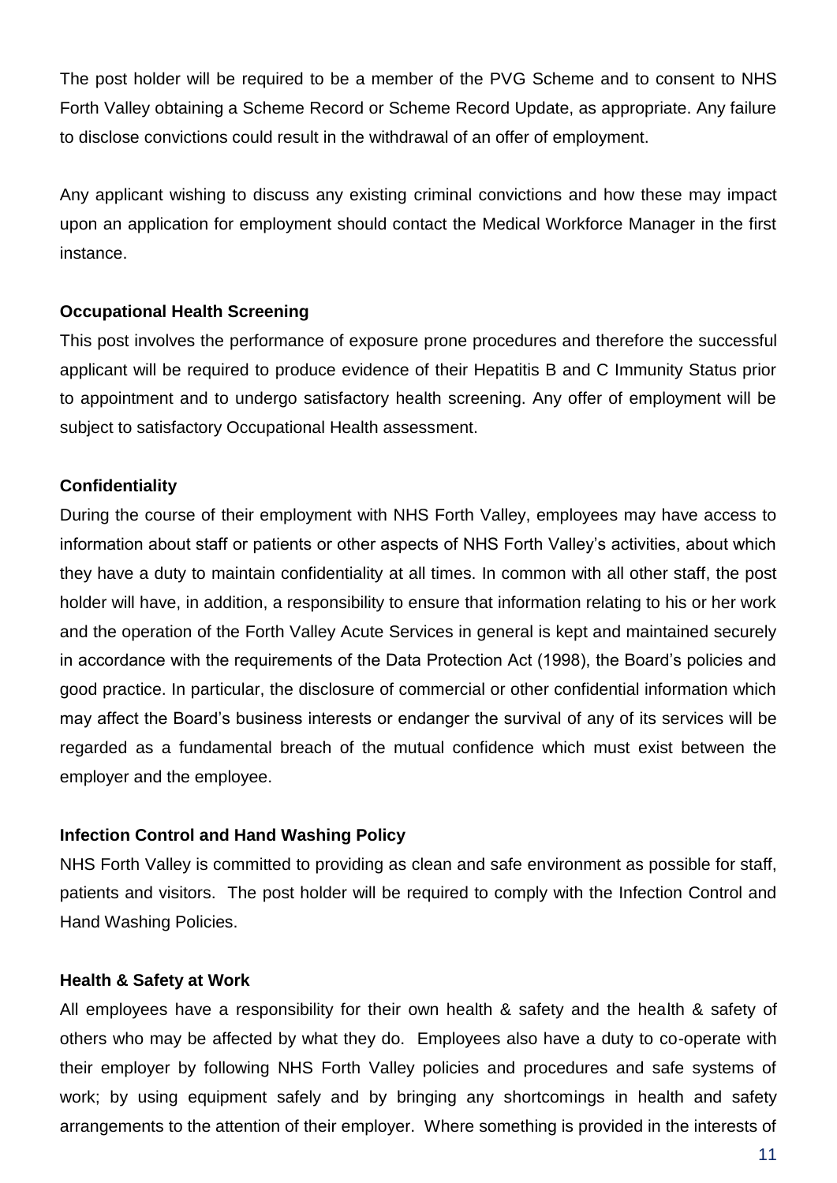The post holder will be required to be a member of the PVG Scheme and to consent to NHS Forth Valley obtaining a Scheme Record or Scheme Record Update, as appropriate. Any failure to disclose convictions could result in the withdrawal of an offer of employment.

Any applicant wishing to discuss any existing criminal convictions and how these may impact upon an application for employment should contact the Medical Workforce Manager in the first instance.

**Occupational Health Screening**

This post involves the performance of exposure prone procedures and therefore the successful applicant will be required to produce evidence of their Hepatitis B and C Immunity Status prior to appointment and to undergo satisfactory health screening. Any offer of employment will be subject to satisfactory Occupational Health assessment.

**Confidentiality**

During the course of their employment with NHS Forth Valley, employees may have access to information about staff or patients or other aspects of NHS Forth Valley's activities, about which they have a duty to maintain confidentiality at all times. In common with all other staff, the post holder will have, in addition, a responsibility to ensure that information relating to his or her work and the operation of the Forth Valley Acute Services in general is kept and maintained securely in accordance with the requirements of the Data Protection Act (1998), the Board's policies and good practice. In particular, the disclosure of commercial or other confidential information which may affect the Board's business interests or endanger the survival of any of its services will be regarded as a fundamental breach of the mutual confidence which must exist between the employer and the employee.

**Infection Control and Hand Washing Policy**

NHS Forth Valley is committed to providing as clean and safe environment as possible for staff, patients and visitors. The post holder will be required to comply with the Infection Control and Hand Washing Policies.

**Health & Safety at Work**

All employees have a responsibility for their own health & safety and the health & safety of others who may be affected by what they do. Employees also have a duty to co-operate with their employer by following NHS Forth Valley policies and procedures and safe systems of work; by using equipment safely and by bringing any shortcomings in health and safety arrangements to the attention of their employer. Where something is provided in the interests of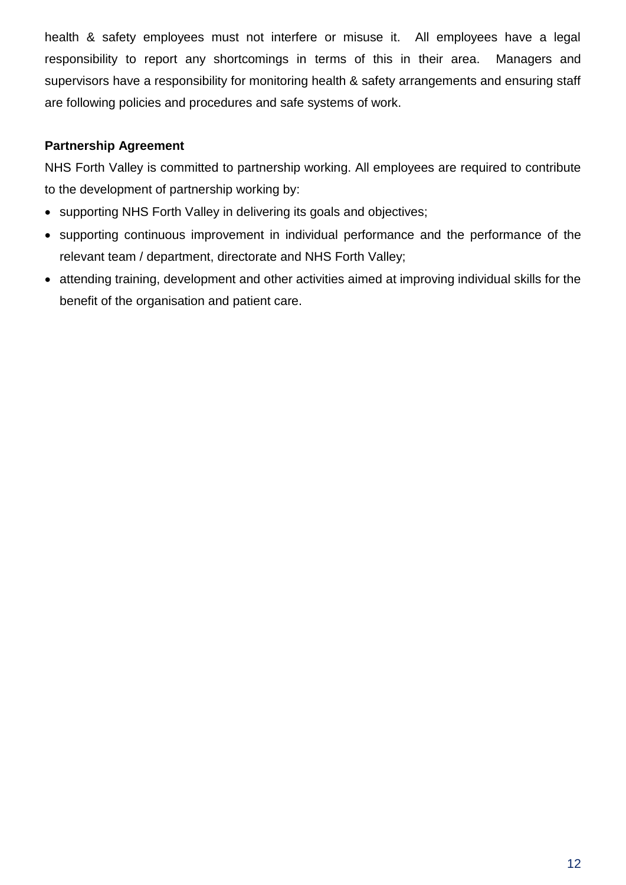health & safety employees must not interfere or misuse it. All employees have a legal responsibility to report any shortcomings in terms of this in their area. Managers and supervisors have a responsibility for monitoring health & safety arrangements and ensuring staff are following policies and procedures and safe systems of work.

**Partnership Agreement**

NHS Forth Valley is committed to partnership working. All employees are required to contribute to the development of partnership working by:

- supporting NHS Forth Valley in delivering its goals and objectives;
- supporting continuous improvement in individual performance and the performance of the relevant team / department, directorate and NHS Forth Valley;
- attending training, development and other activities aimed at improving individual skills for the benefit of the organisation and patient care.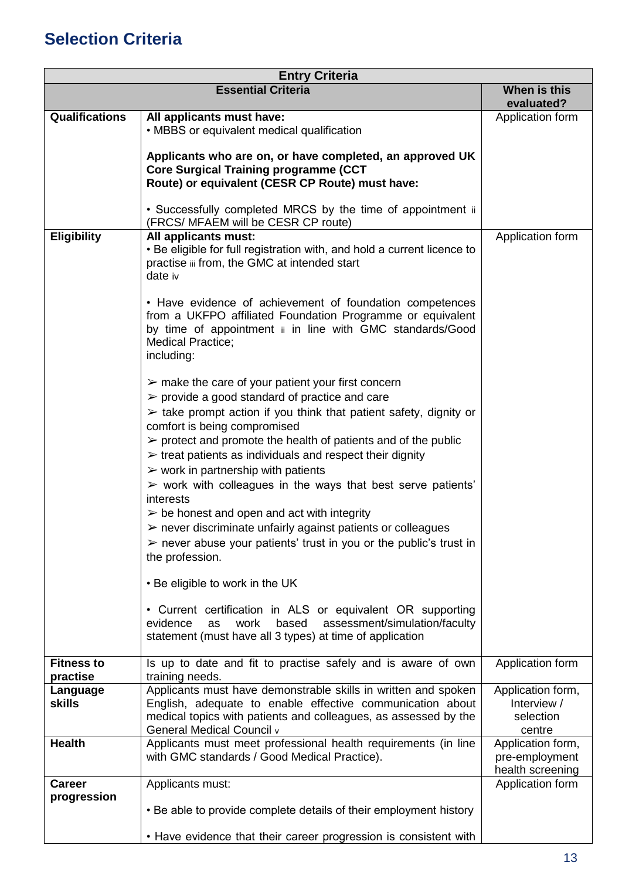## Selection Criteria

| Entry Criteria | | |
|---|---|---|
| **Essential Criteria** | | **When is this evaluated?** |
| **Qualifications** | **All applicants must have:**<br>• MBBS or equivalent medical qualification<br><br>**Applicants who are on, or have completed, an approved UK Core Surgical Training programme (CCT Route) or equivalent (CESR CP Route) must have:**<br><br>• Successfully completed MRCS by the time of appointment [ii] (FRCS/ MFAEM will be CESR CP route) | Application form |
| **Eligibility** | **All applicants must:**<br>• Be eligible for full registration with, and hold a current licence to practise [iii] from, the GMC at intended start date [iv]<br><br>• Have evidence of achievement of foundation competences from a UKFPO affiliated Foundation Programme or equivalent by time of appointment [ii] in line with GMC standards/Good Medical Practice;<br>including:<br><br>➢ make the care of your patient your first concern<br>➢ provide a good standard of practice and care<br>➢ take prompt action if you think that patient safety, dignity or comfort is being compromised<br>➢ protect and promote the health of patients and of the public<br>➢ treat patients as individuals and respect their dignity<br>➢ work in partnership with patients<br>➢ work with colleagues in the ways that best serve patients' interests<br>➢ be honest and open and act with integrity<br>➢ never discriminate unfairly against patients or colleagues<br>➢ never abuse your patients' trust in you or the public's trust in the profession.<br><br>• Be eligible to work in the UK<br><br>• Current certification in ALS or equivalent OR supporting evidence as work based assessment/simulation/faculty statement (must have all 3 types) at time of application | Application form |
| **Fitness to practise** | Is up to date and fit to practise safely and is aware of own training needs. | Application form |
| **Language skills** | Applicants must have demonstrable skills in written and spoken English, adequate to enable effective communication about medical topics with patients and colleagues, as assessed by the General Medical Council [v] | Application form, Interview / selection centre |
| **Health** | Applicants must meet professional health requirements (in line with GMC standards / Good Medical Practice). | Application form, pre-employment health screening |
| **Career progression** | Applicants must:<br><br>• Be able to provide complete details of their employment history<br><br>• Have evidence that their career progression is consistent with | Application form |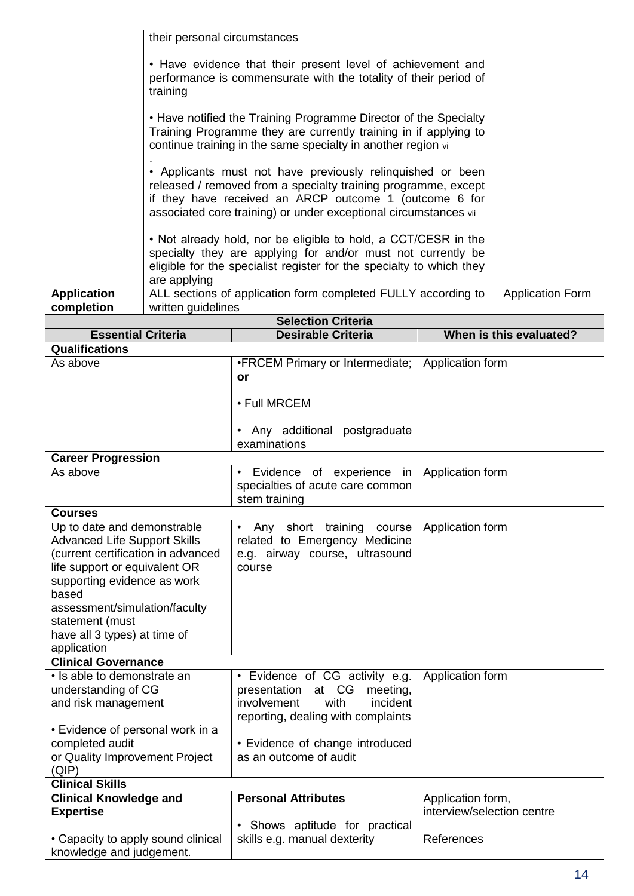| | | |
|---|---|---|
| | their personal circumstances<br><br>• Have evidence that their present level of achievement and performance is commensurate with the totality of their period of training<br><br>• Have notified the Training Programme Director of the Specialty Training Programme they are currently training in if applying to continue training in the same specialty in another region [vi]<br>.<br>• Applicants must not have previously relinquished or been released / removed from a specialty training programme, except if they have received an ARCP outcome 1 (outcome 6 for associated core training) or under exceptional circumstances [vii]<br><br>• Not already hold, nor be eligible to hold, a CCT/CESR in the specialty they are applying for and/or must not currently be eligible for the specialist register for the specialty to which they are applying | |
| **Application completion** | ALL sections of application form completed FULLY according to written guidelines | Application Form |

**Selection Criteria**

| Essential Criteria | Desirable Criteria | When is this evaluated? |
|---|---|---|
| **Qualifications** | | |
| As above | •FRCEM Primary or Intermediate; **or**<br><br>• Full MRCEM<br><br>• Any additional postgraduate examinations | Application form |
| **Career Progression** | | |
| As above | • Evidence of experience in specialties of acute care common stem training | Application form |
| **Courses** | | |
| Up to date and demonstrable Advanced Life Support Skills (current certification in advanced life support or equivalent OR supporting evidence as work based assessment/simulation/faculty statement (must have all 3 types) at time of application | • Any short training course related to Emergency Medicine e.g. airway course, ultrasound course | Application form |
| **Clinical Governance** | | |
| • Is able to demonstrate an understanding of CG and risk management<br><br>• Evidence of personal work in a completed audit or Quality Improvement Project (QIP) | • Evidence of CG activity e.g. presentation at CG meeting, involvement with incident reporting, dealing with complaints<br><br>• Evidence of change introduced as an outcome of audit | Application form |
| **Clinical Skills** | | |
| **Clinical Knowledge and Expertise**<br><br>• Capacity to apply sound clinical knowledge and judgement. | **Personal Attributes**<br><br>• Shows aptitude for practical skills e.g. manual dexterity | Application form, interview/selection centre<br><br>References |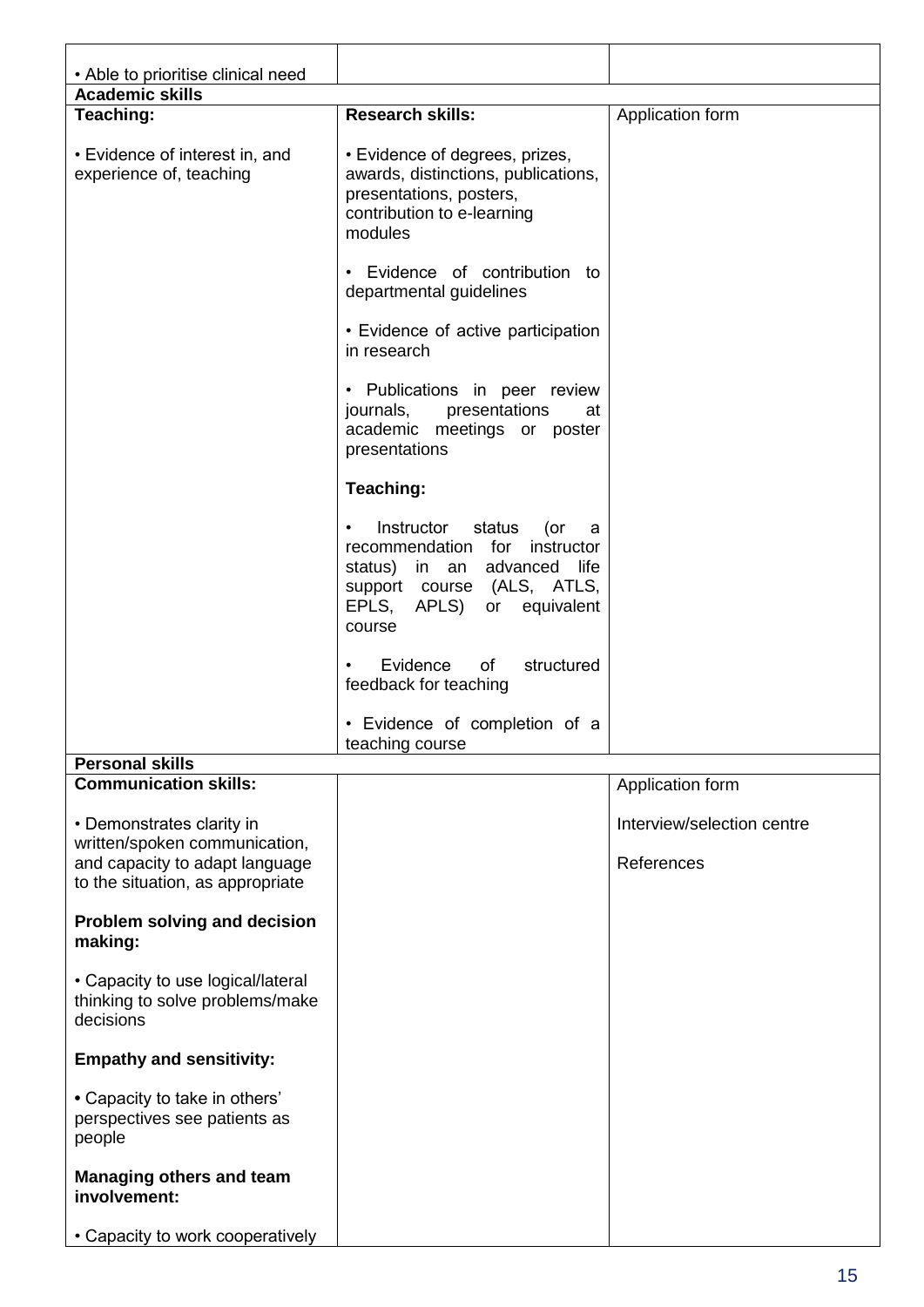| | | |
|---|---|---|
| • Able to prioritise clinical need | | |
| **Academic skills** | | |
| **Teaching:**<br><br>• Evidence of interest in, and experience of, teaching | **Research skills:**<br><br>• Evidence of degrees, prizes, awards, distinctions, publications, presentations, posters, contribution to e-learning modules<br><br>• Evidence of contribution to departmental guidelines<br><br>• Evidence of active participation in research<br><br>• Publications in peer review journals, presentations at academic meetings or poster presentations<br><br>**Teaching:**<br><br>• Instructor status (or a recommendation for instructor status) in an advanced life support course (ALS, ATLS, EPLS, APLS) or equivalent course<br><br>• Evidence of structured feedback for teaching<br><br>• Evidence of completion of a teaching course | Application form |
| **Personal skills** | | |
| **Communication skills:**<br><br>• Demonstrates clarity in written/spoken communication, and capacity to adapt language to the situation, as appropriate<br><br>**Problem solving and decision making:**<br><br>• Capacity to use logical/lateral thinking to solve problems/make decisions<br><br>**Empathy and sensitivity:**<br><br>• Capacity to take in others' perspectives see patients as people<br><br>**Managing others and team involvement:**<br><br>• Capacity to work cooperatively | | Application form<br><br>Interview/selection centre<br><br>References |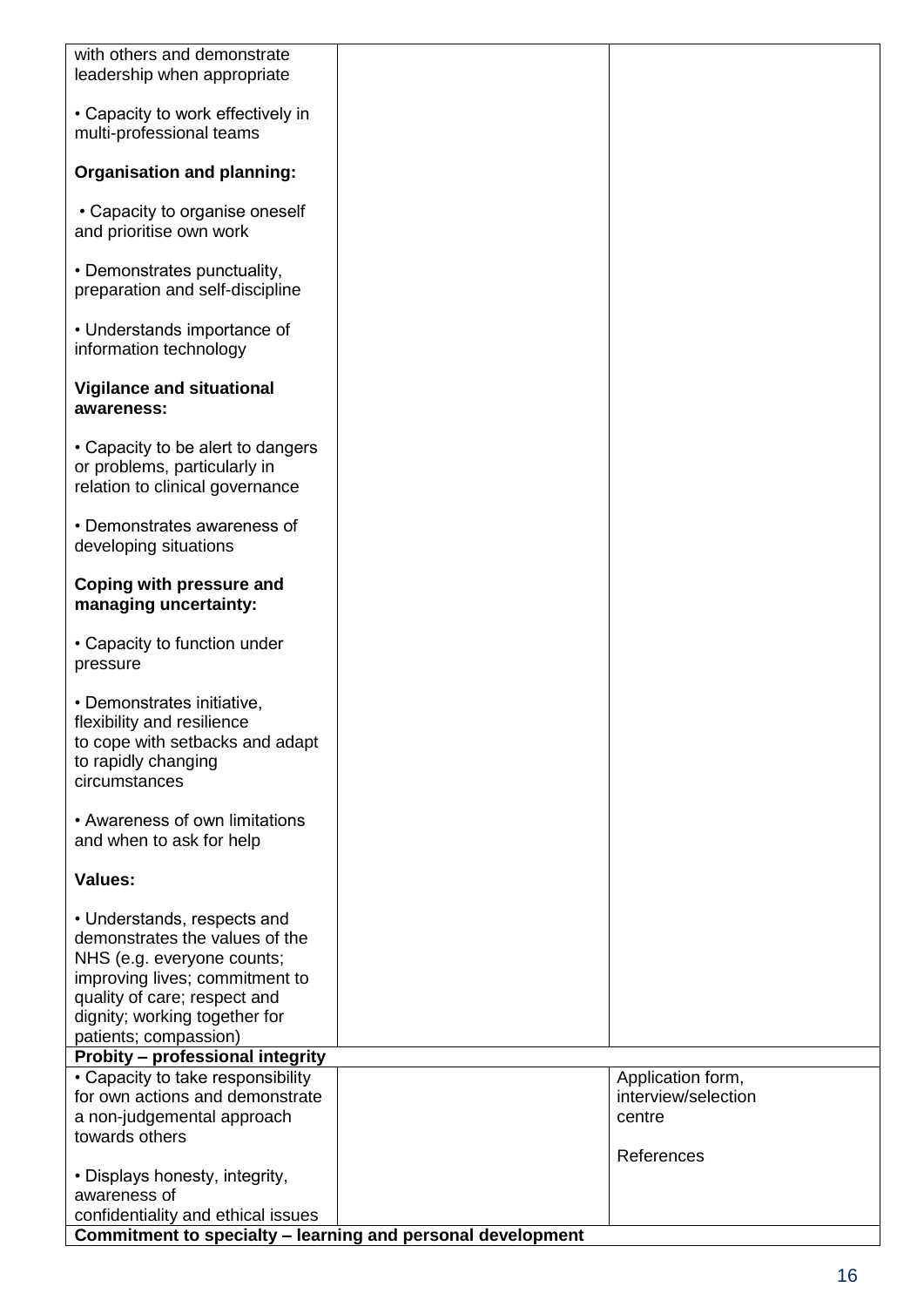| | | |
|---|---|---|
| with others and demonstrate leadership when appropriate<br><br>• Capacity to work effectively in multi-professional teams<br><br>**Organisation and planning:**<br><br>• Capacity to organise oneself and prioritise own work<br><br>• Demonstrates punctuality, preparation and self-discipline<br><br>• Understands importance of information technology<br><br>**Vigilance and situational awareness:**<br><br>• Capacity to be alert to dangers or problems, particularly in relation to clinical governance<br><br>• Demonstrates awareness of developing situations<br><br>**Coping with pressure and managing uncertainty:**<br><br>• Capacity to function under pressure<br><br>• Demonstrates initiative, flexibility and resilience to cope with setbacks and adapt to rapidly changing circumstances<br><br>• Awareness of own limitations and when to ask for help<br><br>**Values:**<br><br>• Understands, respects and demonstrates the values of the NHS (e.g. everyone counts; improving lives; commitment to quality of care; respect and dignity; working together for patients; compassion) | | |
| **Probity – professional integrity** | | |
| • Capacity to take responsibility for own actions and demonstrate a non-judgemental approach towards others<br><br>• Displays honesty, integrity, awareness of confidentiality and ethical issues | | Application form, interview/selection centre<br><br>References |
| **Commitment to specialty – learning and personal development** | | |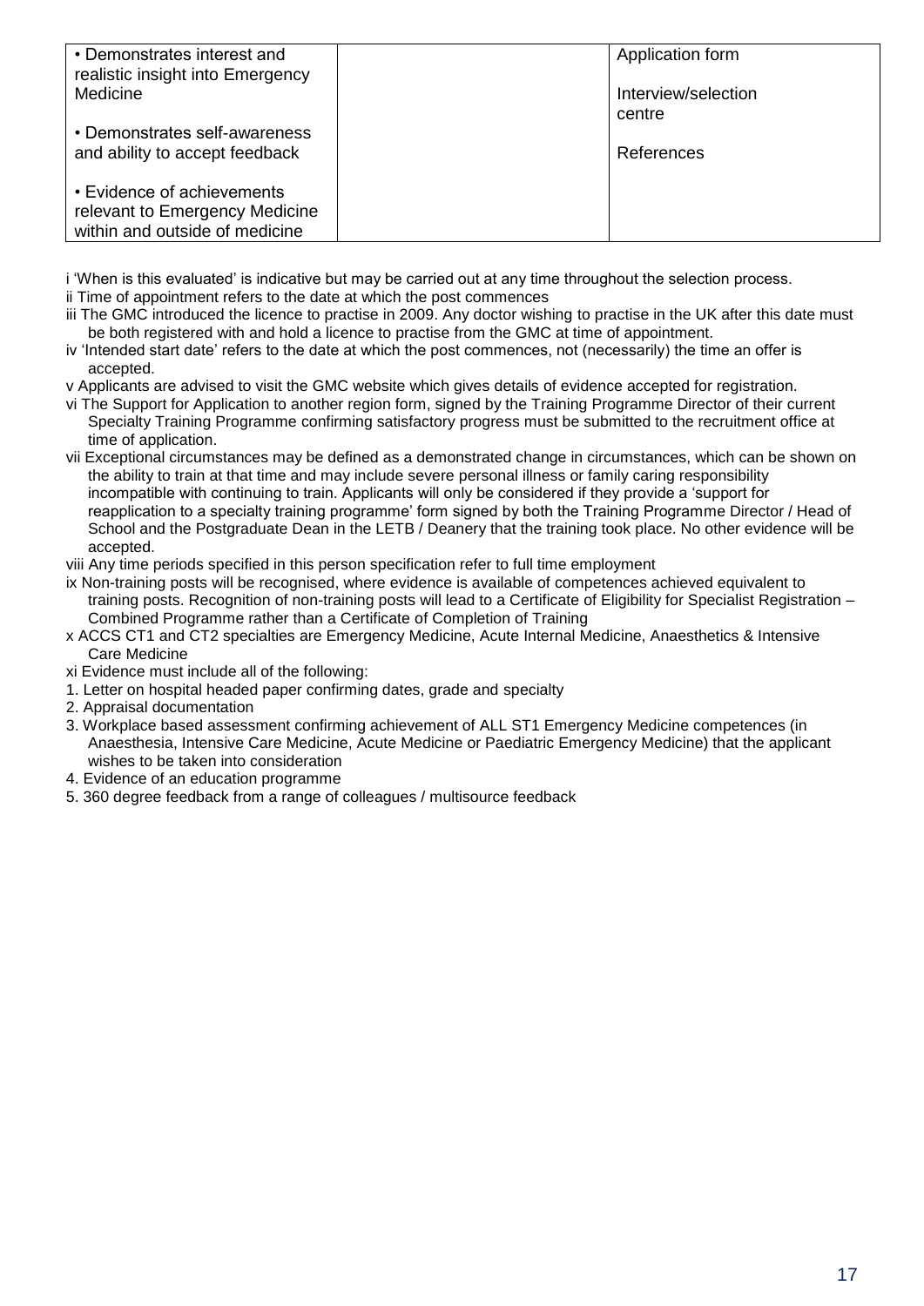| | | |
|---|---|---|
| • Demonstrates interest and realistic insight into Emergency Medicine<br><br>• Demonstrates self-awareness and ability to accept feedback<br><br>• Evidence of achievements relevant to Emergency Medicine within and outside of medicine | | Application form<br><br>Interview/selection centre<br><br>References |

i 'When is this evaluated' is indicative but may be carried out at any time throughout the selection process.

ii Time of appointment refers to the date at which the post commences

iii The GMC introduced the licence to practise in 2009. Any doctor wishing to practise in the UK after this date must be both registered with and hold a licence to practise from the GMC at time of appointment.

iv 'Intended start date' refers to the date at which the post commences, not (necessarily) the time an offer is accepted.

v Applicants are advised to visit the GMC website which gives details of evidence accepted for registration.

vi The Support for Application to another region form, signed by the Training Programme Director of their current Specialty Training Programme confirming satisfactory progress must be submitted to the recruitment office at time of application.

vii Exceptional circumstances may be defined as a demonstrated change in circumstances, which can be shown on the ability to train at that time and may include severe personal illness or family caring responsibility incompatible with continuing to train. Applicants will only be considered if they provide a 'support for reapplication to a specialty training programme' form signed by both the Training Programme Director / Head of School and the Postgraduate Dean in the LETB / Deanery that the training took place. No other evidence will be accepted.

viii Any time periods specified in this person specification refer to full time employment

ix Non-training posts will be recognised, where evidence is available of competences achieved equivalent to training posts. Recognition of non-training posts will lead to a Certificate of Eligibility for Specialist Registration – Combined Programme rather than a Certificate of Completion of Training

x ACCS CT1 and CT2 specialties are Emergency Medicine, Acute Internal Medicine, Anaesthetics & Intensive Care Medicine

xi Evidence must include all of the following:

1. Letter on hospital headed paper confirming dates, grade and specialty
2. Appraisal documentation
3. Workplace based assessment confirming achievement of ALL ST1 Emergency Medicine competences (in Anaesthesia, Intensive Care Medicine, Acute Medicine or Paediatric Emergency Medicine) that the applicant wishes to be taken into consideration
4. Evidence of an education programme
5. 360 degree feedback from a range of colleagues / multisource feedback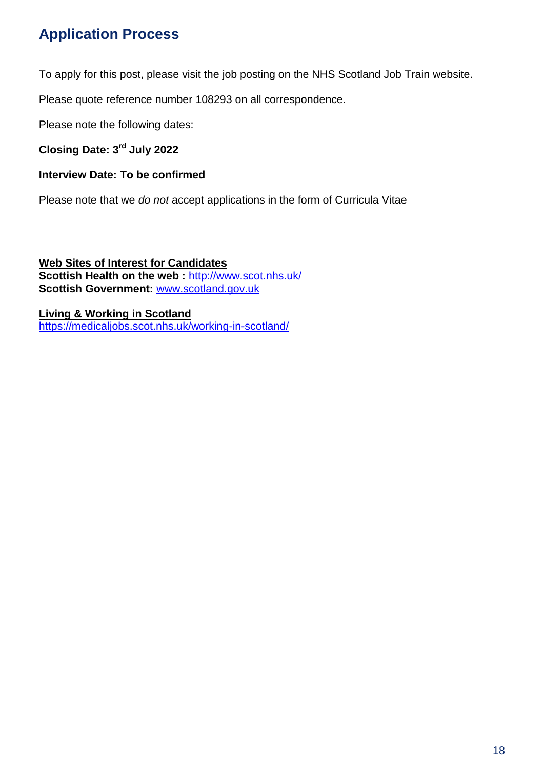## Application Process

To apply for this post, please visit the job posting on the NHS Scotland Job Train website.

Please quote reference number 108293 on all correspondence.

Please note the following dates:

**Closing Date: 3rd July 2022**

**Interview Date: To be confirmed**

Please note that we *do not* accept applications in the form of Curricula Vitae

**Web Sites of Interest for Candidates**
**Scottish Health on the web :** http://www.scot.nhs.uk/
**Scottish Government:** www.scotland.gov.uk

**Living & Working in Scotland**
https://medicaljobs.scot.nhs.uk/working-in-scotland/